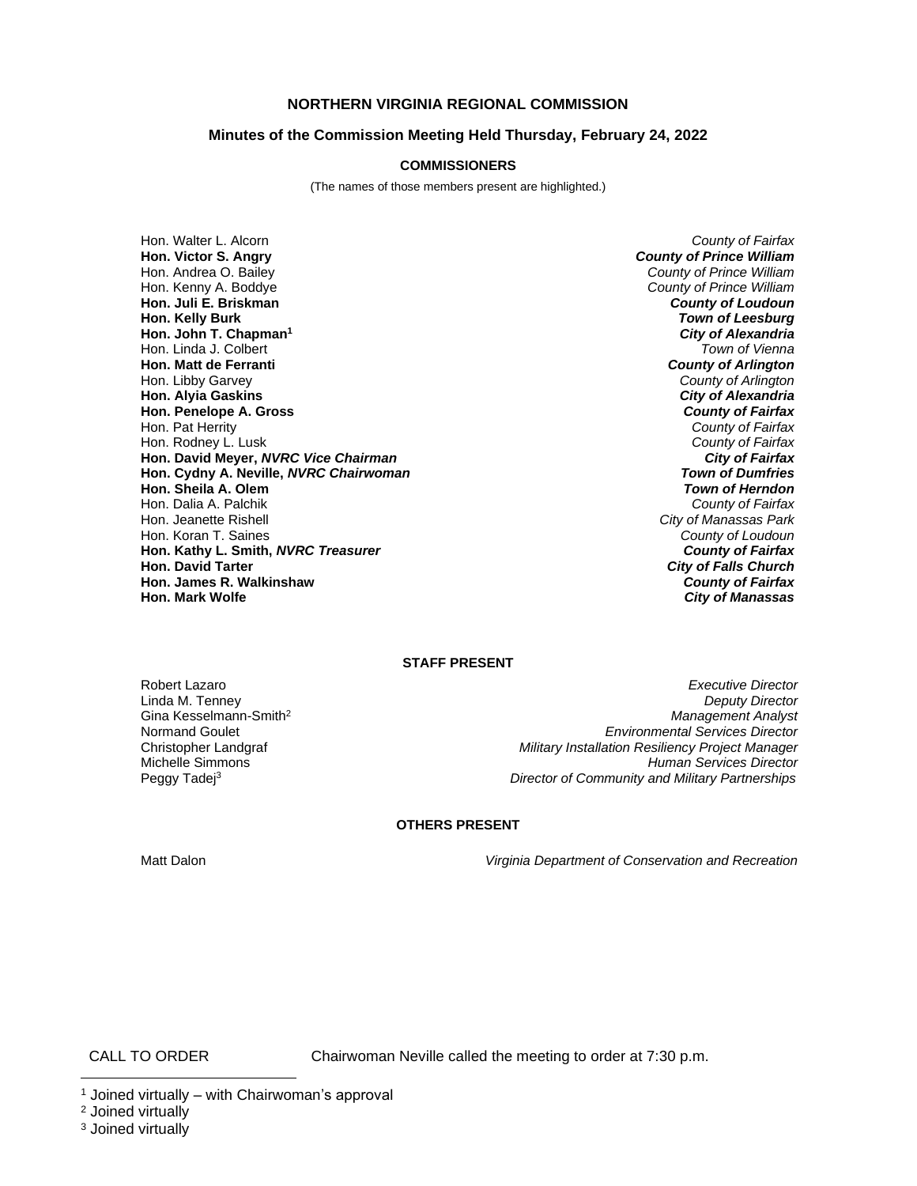**NORTHERN VIRGINIA REGIONAL COMMISSION**

**Minutes of the Commission Meeting Held Thursday, February 24, 2022**

**COMMISSIONERS**

(The names of those members present are highlighted.)

| | |
|---|---|
| Hon. Walter L. Alcorn | *County of Fairfax* |
| **Hon. Victor S. Angry** | ***County of Prince William*** |
| Hon. Andrea O. Bailey | *County of Prince William* |
| Hon. Kenny A. Boddye | *County of Prince William* |
| **Hon. Juli E. Briskman** | ***County of Loudoun*** |
| **Hon. Kelly Burk** | ***Town of Leesburg*** |
| **Hon. John T. Chapman[1]** | ***City of Alexandria*** |
| Hon. Linda J. Colbert | *Town of Vienna* |
| **Hon. Matt de Ferranti** | ***County of Arlington*** |
| Hon. Libby Garvey | *County of Arlington* |
| **Hon. Alyia Gaskins** | ***City of Alexandria*** |
| **Hon. Penelope A. Gross** | ***County of Fairfax*** |
| Hon. Pat Herrity | *County of Fairfax* |
| Hon. Rodney L. Lusk | *County of Fairfax* |
| **Hon. David Meyer, *NVRC Vice Chairman*** | ***City of Fairfax*** |
| **Hon. Cydny A. Neville, *NVRC Chairwoman*** | ***Town of Dumfries*** |
| **Hon. Sheila A. Olem** | ***Town of Herndon*** |
| Hon. Dalia A. Palchik | *County of Fairfax* |
| Hon. Jeanette Rishell | *City of Manassas Park* |
| Hon. Koran T. Saines | *County of Loudoun* |
| **Hon. Kathy L. Smith, *NVRC Treasurer*** | ***County of Fairfax*** |
| **Hon. David Tarter** | ***City of Falls Church*** |
| **Hon. James R. Walkinshaw** | ***County of Fairfax*** |
| **Hon. Mark Wolfe** | ***City of Manassas*** |

**STAFF PRESENT**

| | |
|---|---|
| Robert Lazaro | *Executive Director* |
| Linda M. Tenney | *Deputy Director* |
| Gina Kesselmann-Smith[2] | *Management Analyst* |
| Normand Goulet | *Environmental Services Director* |
| Christopher Landgraf | *Military Installation Resiliency Project Manager* |
| Michelle Simmons | *Human Services Director* |
| Peggy Tadej[3] | *Director of Community and Military Partnerships* |

**OTHERS PRESENT**

| | |
|---|---|
| Matt Dalon | *Virginia Department of Conservation and Recreation* |

CALL TO ORDER Chairwoman Neville called the meeting to order at 7:30 p.m.

---

[1] Joined virtually – with Chairwoman's approval

[2] Joined virtually

[3] Joined virtually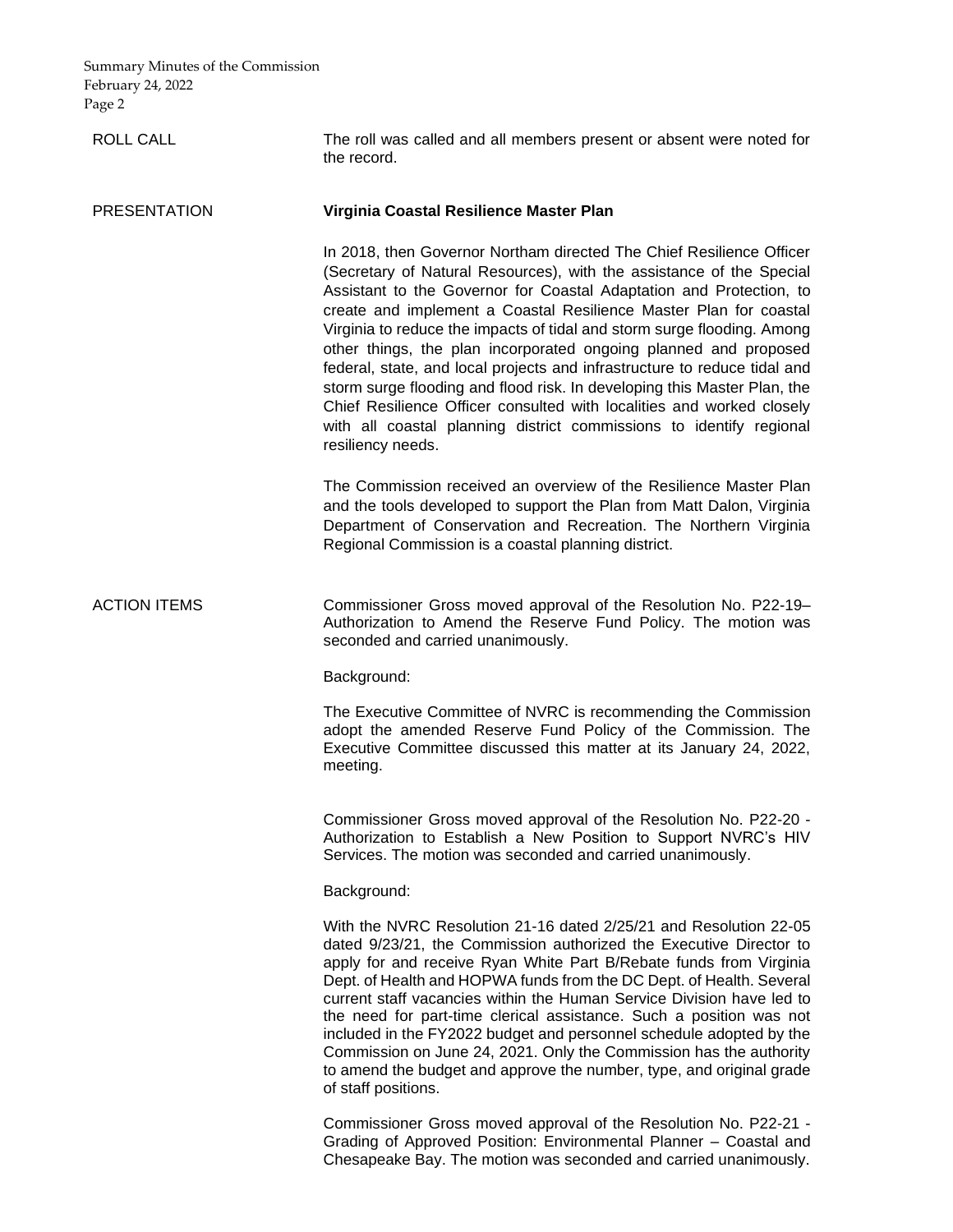**ROLL CALL**

The roll was called and all members present or absent were noted for the record.

**PRESENTATION**

**Virginia Coastal Resilience Master Plan**

In 2018, then Governor Northam directed The Chief Resilience Officer (Secretary of Natural Resources), with the assistance of the Special Assistant to the Governor for Coastal Adaptation and Protection, to create and implement a Coastal Resilience Master Plan for coastal Virginia to reduce the impacts of tidal and storm surge flooding. Among other things, the plan incorporated ongoing planned and proposed federal, state, and local projects and infrastructure to reduce tidal and storm surge flooding and flood risk. In developing this Master Plan, the Chief Resilience Officer consulted with localities and worked closely with all coastal planning district commissions to identify regional resiliency needs.

The Commission received an overview of the Resilience Master Plan and the tools developed to support the Plan from Matt Dalon, Virginia Department of Conservation and Recreation. The Northern Virginia Regional Commission is a coastal planning district.

**ACTION ITEMS**

Commissioner Gross moved approval of the Resolution No. P22-19– Authorization to Amend the Reserve Fund Policy. The motion was seconded and carried unanimously.

Background:

The Executive Committee of NVRC is recommending the Commission adopt the amended Reserve Fund Policy of the Commission. The Executive Committee discussed this matter at its January 24, 2022, meeting.

Commissioner Gross moved approval of the Resolution No. P22-20 - Authorization to Establish a New Position to Support NVRC's HIV Services. The motion was seconded and carried unanimously.

Background:

With the NVRC Resolution 21-16 dated 2/25/21 and Resolution 22-05 dated 9/23/21, the Commission authorized the Executive Director to apply for and receive Ryan White Part B/Rebate funds from Virginia Dept. of Health and HOPWA funds from the DC Dept. of Health. Several current staff vacancies within the Human Service Division have led to the need for part-time clerical assistance. Such a position was not included in the FY2022 budget and personnel schedule adopted by the Commission on June 24, 2021. Only the Commission has the authority to amend the budget and approve the number, type, and original grade of staff positions.

Commissioner Gross moved approval of the Resolution No. P22-21 - Grading of Approved Position: Environmental Planner – Coastal and Chesapeake Bay. The motion was seconded and carried unanimously.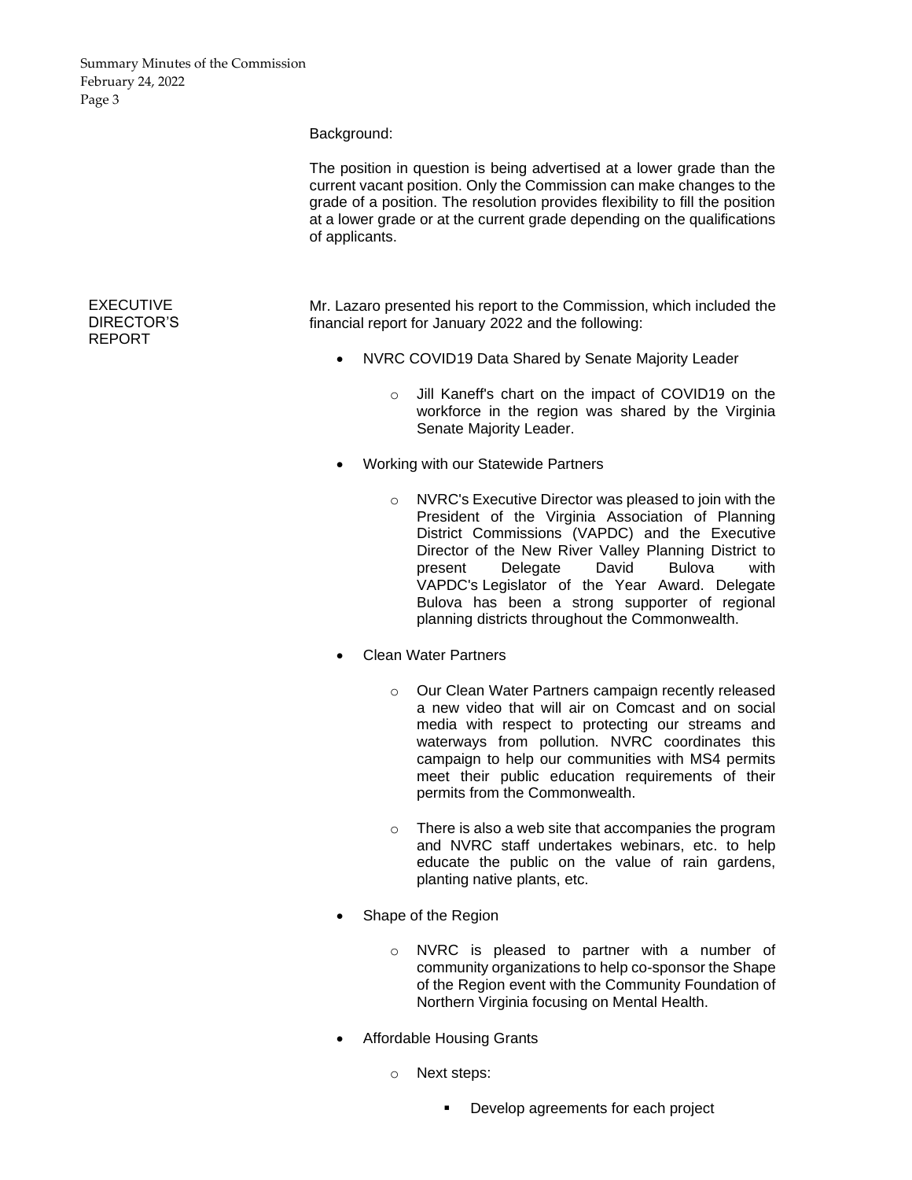Background:

The position in question is being advertised at a lower grade than the current vacant position. Only the Commission can make changes to the grade of a position. The resolution provides flexibility to fill the position at a lower grade or at the current grade depending on the qualifications of applicants.

**EXECUTIVE DIRECTOR'S REPORT**

Mr. Lazaro presented his report to the Commission, which included the financial report for January 2022 and the following:

- NVRC COVID19 Data Shared by Senate Majority Leader
  - Jill Kaneff's chart on the impact of COVID19 on the workforce in the region was shared by the Virginia Senate Majority Leader.
- Working with our Statewide Partners
  - NVRC's Executive Director was pleased to join with the President of the Virginia Association of Planning District Commissions (VAPDC) and the Executive Director of the New River Valley Planning District to present Delegate David Bulova with VAPDC's Legislator of the Year Award. Delegate Bulova has been a strong supporter of regional planning districts throughout the Commonwealth.
- Clean Water Partners
  - Our Clean Water Partners campaign recently released a new video that will air on Comcast and on social media with respect to protecting our streams and waterways from pollution. NVRC coordinates this campaign to help our communities with MS4 permits meet their public education requirements of their permits from the Commonwealth.
  - There is also a web site that accompanies the program and NVRC staff undertakes webinars, etc. to help educate the public on the value of rain gardens, planting native plants, etc.
- Shape of the Region
  - NVRC is pleased to partner with a number of community organizations to help co-sponsor the Shape of the Region event with the Community Foundation of Northern Virginia focusing on Mental Health.
- Affordable Housing Grants
  - Next steps:
    - Develop agreements for each project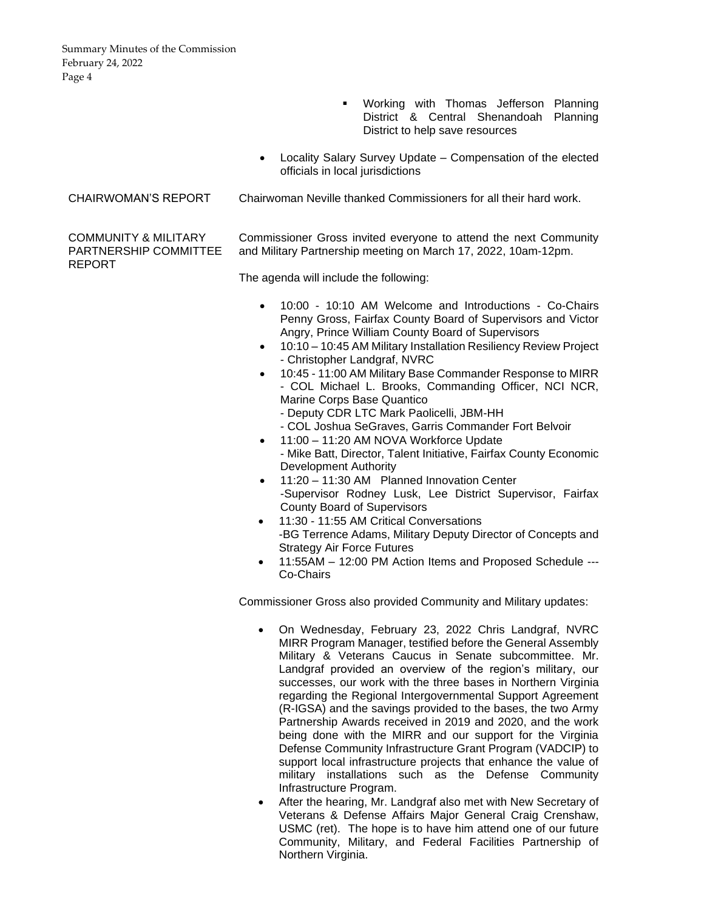- Working with Thomas Jefferson Planning District & Central Shenandoah Planning District to help save resources

- Locality Salary Survey Update – Compensation of the elected officials in local jurisdictions

**CHAIRWOMAN'S REPORT**

Chairwoman Neville thanked Commissioners for all their hard work.

**COMMUNITY & MILITARY PARTNERSHIP COMMITTEE REPORT**

Commissioner Gross invited everyone to attend the next Community and Military Partnership meeting on March 17, 2022, 10am-12pm.

The agenda will include the following:

- 10:00 - 10:10 AM Welcome and Introductions - Co-Chairs Penny Gross, Fairfax County Board of Supervisors and Victor Angry, Prince William County Board of Supervisors
- 10:10 – 10:45 AM Military Installation Resiliency Review Project - Christopher Landgraf, NVRC
- 10:45 - 11:00 AM Military Base Commander Response to MIRR
  - COL Michael L. Brooks, Commanding Officer, NCI NCR, Marine Corps Base Quantico
  - Deputy CDR LTC Mark Paolicelli, JBM-HH
  - COL Joshua SeGraves, Garris Commander Fort Belvoir
- 11:00 – 11:20 AM NOVA Workforce Update
  - Mike Batt, Director, Talent Initiative, Fairfax County Economic Development Authority
- 11:20 – 11:30 AM Planned Innovation Center
  - Supervisor Rodney Lusk, Lee District Supervisor, Fairfax County Board of Supervisors
- 11:30 - 11:55 AM Critical Conversations
  - BG Terrence Adams, Military Deputy Director of Concepts and Strategy Air Force Futures
- 11:55AM – 12:00 PM Action Items and Proposed Schedule --- Co-Chairs

Commissioner Gross also provided Community and Military updates:

- On Wednesday, February 23, 2022 Chris Landgraf, NVRC MIRR Program Manager, testified before the General Assembly Military & Veterans Caucus in Senate subcommittee. Mr. Landgraf provided an overview of the region's military, our successes, our work with the three bases in Northern Virginia regarding the Regional Intergovernmental Support Agreement (R-IGSA) and the savings provided to the bases, the two Army Partnership Awards received in 2019 and 2020, and the work being done with the MIRR and our support for the Virginia Defense Community Infrastructure Grant Program (VADCIP) to support local infrastructure projects that enhance the value of military installations such as the Defense Community Infrastructure Program.
- After the hearing, Mr. Landgraf also met with New Secretary of Veterans & Defense Affairs Major General Craig Crenshaw, USMC (ret). The hope is to have him attend one of our future Community, Military, and Federal Facilities Partnership of Northern Virginia.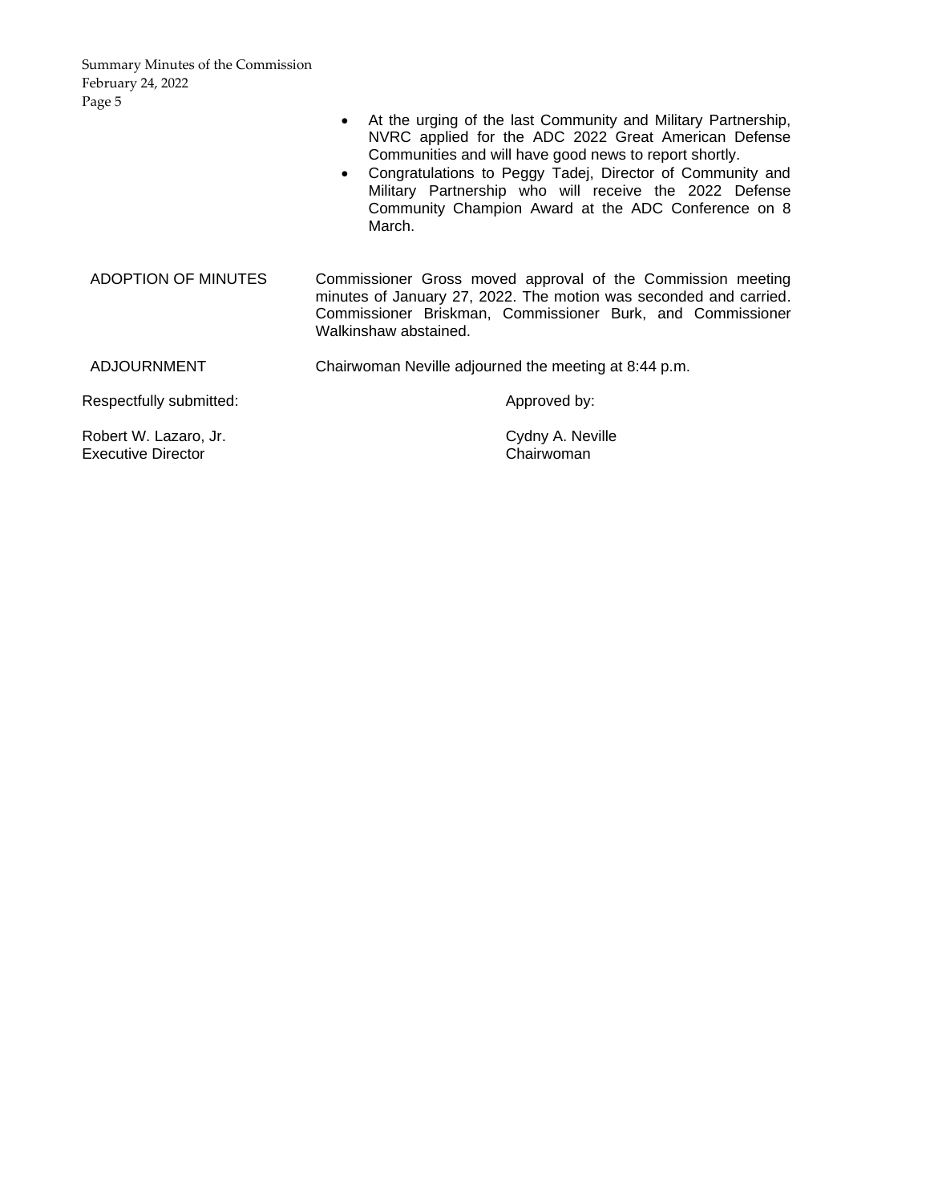- At the urging of the last Community and Military Partnership, NVRC applied for the ADC 2022 Great American Defense Communities and will have good news to report shortly.
- Congratulations to Peggy Tadej, Director of Community and Military Partnership who will receive the 2022 Defense Community Champion Award at the ADC Conference on 8 March.

ADOPTION OF MINUTES

Commissioner Gross moved approval of the Commission meeting minutes of January 27, 2022. The motion was seconded and carried. Commissioner Briskman, Commissioner Burk, and Commissioner Walkinshaw abstained.

ADJOURNMENT

Chairwoman Neville adjourned the meeting at 8:44 p.m.

Respectfully submitted:

Robert W. Lazaro, Jr.
Executive Director

Approved by:

Cydny A. Neville
Chairwoman